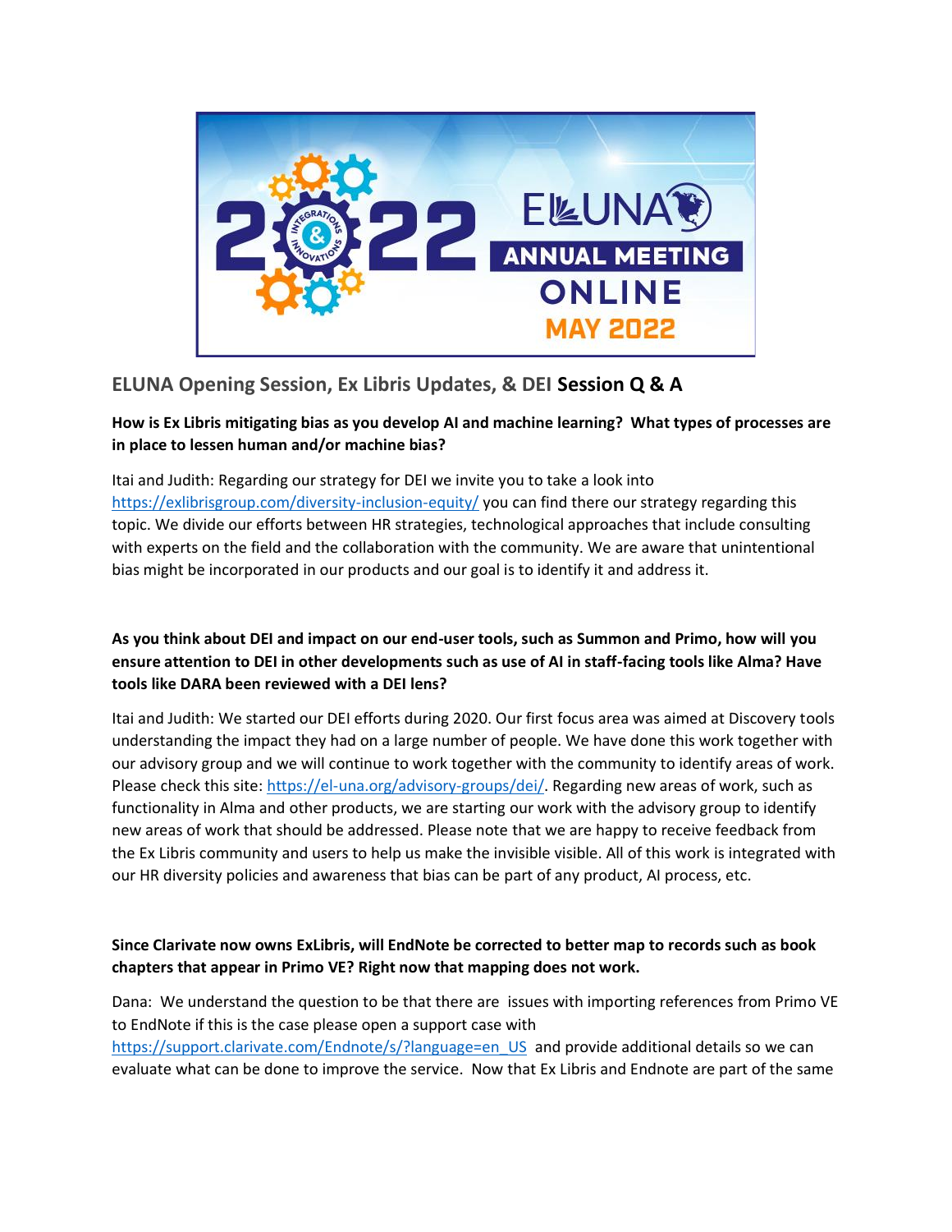## ELUNA Opening Session, Ex Libris Updates, & DEI Session Q & A

**How is Ex Libris mitigating bias as you develop AI and machine learning? What types of processes are in place to lessen human and/or machine bias?**

Itai and Judith: Regarding our strategy for DEI we invite you to take a look into https://exlibrisgroup.com/diversity-inclusion-equity/ you can find there our strategy regarding this topic. We divide our efforts between HR strategies, technological approaches that include consulting with experts on the field and the collaboration with the community. We are aware that unintentional bias might be incorporated in our products and our goal is to identify it and address it.

**As you think about DEI and impact on our end-user tools, such as Summon and Primo, how will you ensure attention to DEI in other developments such as use of AI in staff-facing tools like Alma? Have tools like DARA been reviewed with a DEI lens?**

Itai and Judith: We started our DEI efforts during 2020. Our first focus area was aimed at Discovery tools understanding the impact they had on a large number of people. We have done this work together with our advisory group and we will continue to work together with the community to identify areas of work. Please check this site: https://el-una.org/advisory-groups/dei/. Regarding new areas of work, such as functionality in Alma and other products, we are starting our work with the advisory group to identify new areas of work that should be addressed. Please note that we are happy to receive feedback from the Ex Libris community and users to help us make the invisible visible. All of this work is integrated with our HR diversity policies and awareness that bias can be part of any product, AI process, etc.

**Since Clarivate now owns ExLibris, will EndNote be corrected to better map to records such as book chapters that appear in Primo VE? Right now that mapping does not work.**

Dana: We understand the question to be that there are issues with importing references from Primo VE to EndNote if this is the case please open a support case with https://support.clarivate.com/Endnote/s/?language=en_US and provide additional details so we can evaluate what can be done to improve the service. Now that Ex Libris and Endnote are part of the same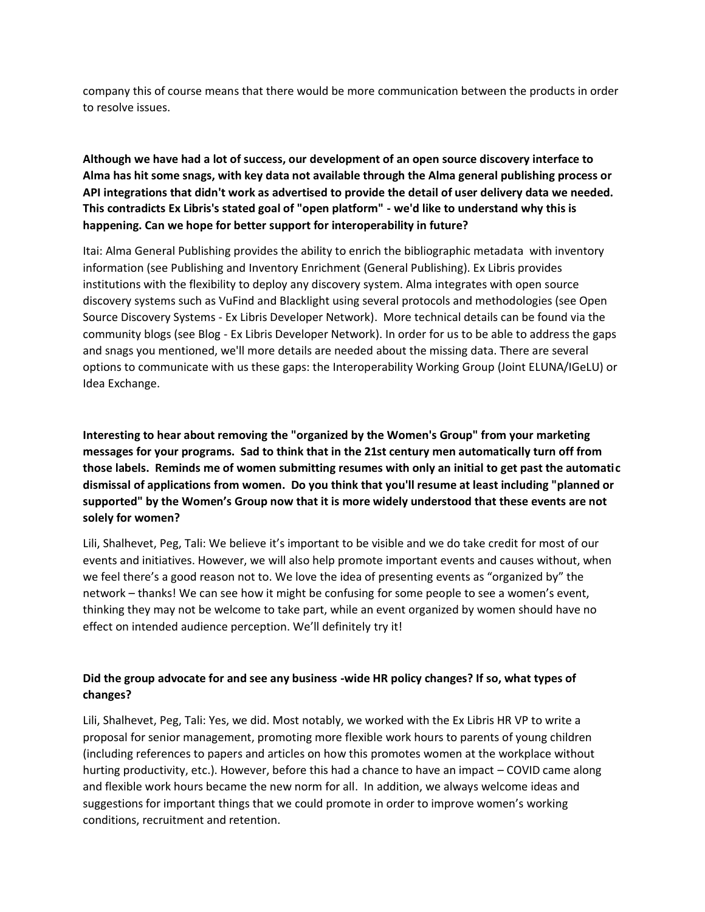company this of course means that there would be more communication between the products in order to resolve issues.

**Although we have had a lot of success, our development of an open source discovery interface to Alma has hit some snags, with key data not available through the Alma general publishing process or API integrations that didn't work as advertised to provide the detail of user delivery data we needed. This contradicts Ex Libris's stated goal of "open platform" - we'd like to understand why this is happening. Can we hope for better support for interoperability in future?**

Itai: Alma General Publishing provides the ability to enrich the bibliographic metadata with inventory information (see Publishing and Inventory Enrichment (General Publishing). Ex Libris provides institutions with the flexibility to deploy any discovery system. Alma integrates with open source discovery systems such as VuFind and Blacklight using several protocols and methodologies (see Open Source Discovery Systems - Ex Libris Developer Network). More technical details can be found via the community blogs (see Blog - Ex Libris Developer Network). In order for us to be able to address the gaps and snags you mentioned, we'll more details are needed about the missing data. There are several options to communicate with us these gaps: the Interoperability Working Group (Joint ELUNA/IGeLU) or Idea Exchange.

**Interesting to hear about removing the "organized by the Women's Group" from your marketing messages for your programs. Sad to think that in the 21st century men automatically turn off from those labels. Reminds me of women submitting resumes with only an initial to get past the automatic dismissal of applications from women. Do you think that you'll resume at least including "planned or supported" by the Women's Group now that it is more widely understood that these events are not solely for women?**

Lili, Shalhevet, Peg, Tali: We believe it's important to be visible and we do take credit for most of our events and initiatives. However, we will also help promote important events and causes without, when we feel there's a good reason not to. We love the idea of presenting events as "organized by" the network – thanks! We can see how it might be confusing for some people to see a women's event, thinking they may not be welcome to take part, while an event organized by women should have no effect on intended audience perception. We'll definitely try it!

**Did the group advocate for and see any business -wide HR policy changes? If so, what types of changes?**

Lili, Shalhevet, Peg, Tali: Yes, we did. Most notably, we worked with the Ex Libris HR VP to write a proposal for senior management, promoting more flexible work hours to parents of young children (including references to papers and articles on how this promotes women at the workplace without hurting productivity, etc.). However, before this had a chance to have an impact – COVID came along and flexible work hours became the new norm for all. In addition, we always welcome ideas and suggestions for important things that we could promote in order to improve women's working conditions, recruitment and retention.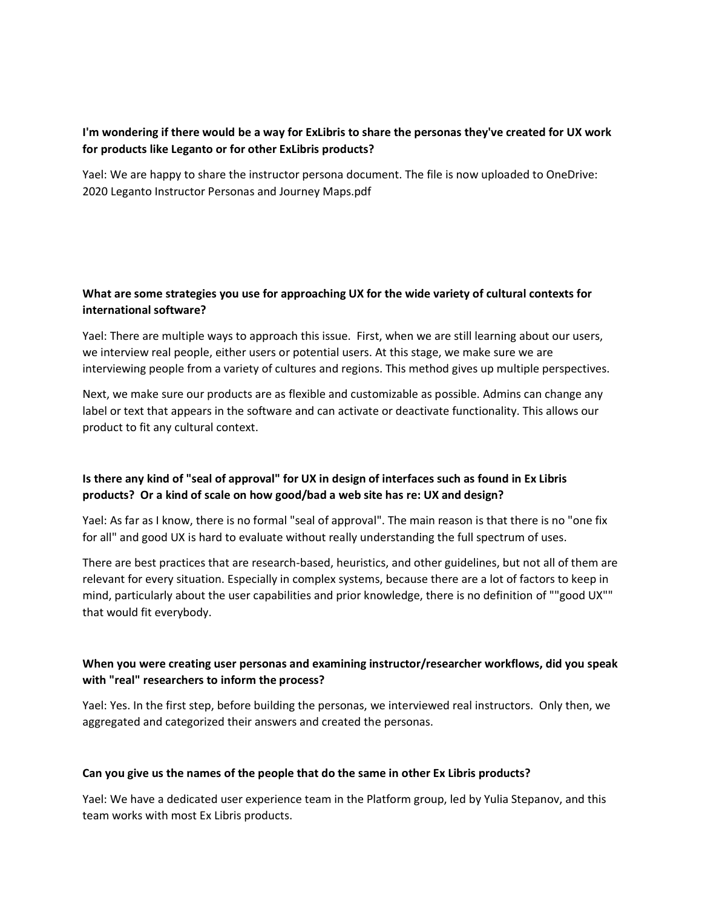**I'm wondering if there would be a way for ExLibris to share the personas they've created for UX work for products like Leganto or for other ExLibris products?**

Yael: We are happy to share the instructor persona document. The file is now uploaded to OneDrive: 2020 Leganto Instructor Personas and Journey Maps.pdf

**What are some strategies you use for approaching UX for the wide variety of cultural contexts for international software?**

Yael: There are multiple ways to approach this issue. First, when we are still learning about our users, we interview real people, either users or potential users. At this stage, we make sure we are interviewing people from a variety of cultures and regions. This method gives up multiple perspectives.

Next, we make sure our products are as flexible and customizable as possible. Admins can change any label or text that appears in the software and can activate or deactivate functionality. This allows our product to fit any cultural context.

**Is there any kind of "seal of approval" for UX in design of interfaces such as found in Ex Libris products? Or a kind of scale on how good/bad a web site has re: UX and design?**

Yael: As far as I know, there is no formal "seal of approval". The main reason is that there is no "one fix for all" and good UX is hard to evaluate without really understanding the full spectrum of uses.

There are best practices that are research-based, heuristics, and other guidelines, but not all of them are relevant for every situation. Especially in complex systems, because there are a lot of factors to keep in mind, particularly about the user capabilities and prior knowledge, there is no definition of ""good UX"" that would fit everybody.

**When you were creating user personas and examining instructor/researcher workflows, did you speak with "real" researchers to inform the process?**

Yael: Yes. In the first step, before building the personas, we interviewed real instructors. Only then, we aggregated and categorized their answers and created the personas.

**Can you give us the names of the people that do the same in other Ex Libris products?**

Yael: We have a dedicated user experience team in the Platform group, led by Yulia Stepanov, and this team works with most Ex Libris products.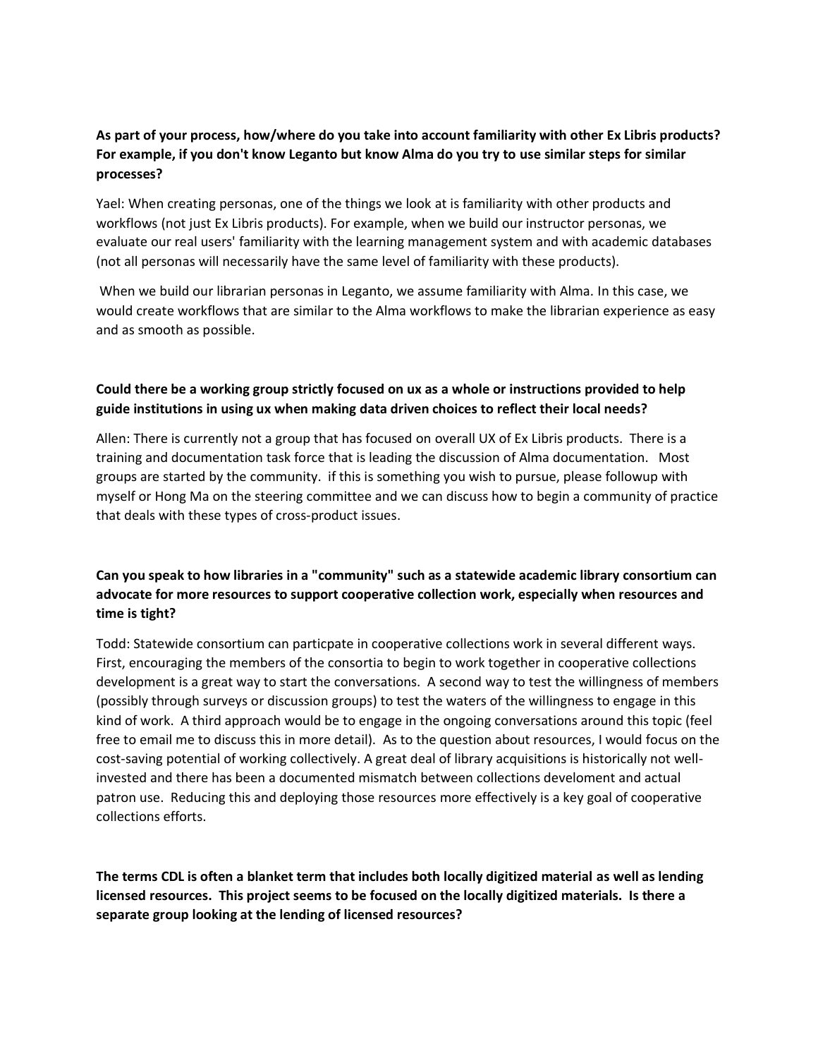**As part of your process, how/where do you take into account familiarity with other Ex Libris products? For example, if you don't know Leganto but know Alma do you try to use similar steps for similar processes?**

Yael: When creating personas, one of the things we look at is familiarity with other products and workflows (not just Ex Libris products). For example, when we build our instructor personas, we evaluate our real users' familiarity with the learning management system and with academic databases (not all personas will necessarily have the same level of familiarity with these products).

When we build our librarian personas in Leganto, we assume familiarity with Alma. In this case, we would create workflows that are similar to the Alma workflows to make the librarian experience as easy and as smooth as possible.

**Could there be a working group strictly focused on ux as a whole or instructions provided to help guide institutions in using ux when making data driven choices to reflect their local needs?**

Allen: There is currently not a group that has focused on overall UX of Ex Libris products. There is a training and documentation task force that is leading the discussion of Alma documentation. Most groups are started by the community. if this is something you wish to pursue, please followup with myself or Hong Ma on the steering committee and we can discuss how to begin a community of practice that deals with these types of cross-product issues.

**Can you speak to how libraries in a "community" such as a statewide academic library consortium can advocate for more resources to support cooperative collection work, especially when resources and time is tight?**

Todd: Statewide consortium can particpate in cooperative collections work in several different ways. First, encouraging the members of the consortia to begin to work together in cooperative collections development is a great way to start the conversations. A second way to test the willingness of members (possibly through surveys or discussion groups) to test the waters of the willingness to engage in this kind of work. A third approach would be to engage in the ongoing conversations around this topic (feel free to email me to discuss this in more detail). As to the question about resources, I would focus on the cost-saving potential of working collectively. A great deal of library acquisitions is historically not well-invested and there has been a documented mismatch between collections develoment and actual patron use. Reducing this and deploying those resources more effectively is a key goal of cooperative collections efforts.

**The terms CDL is often a blanket term that includes both locally digitized material as well as lending licensed resources. This project seems to be focused on the locally digitized materials. Is there a separate group looking at the lending of licensed resources?**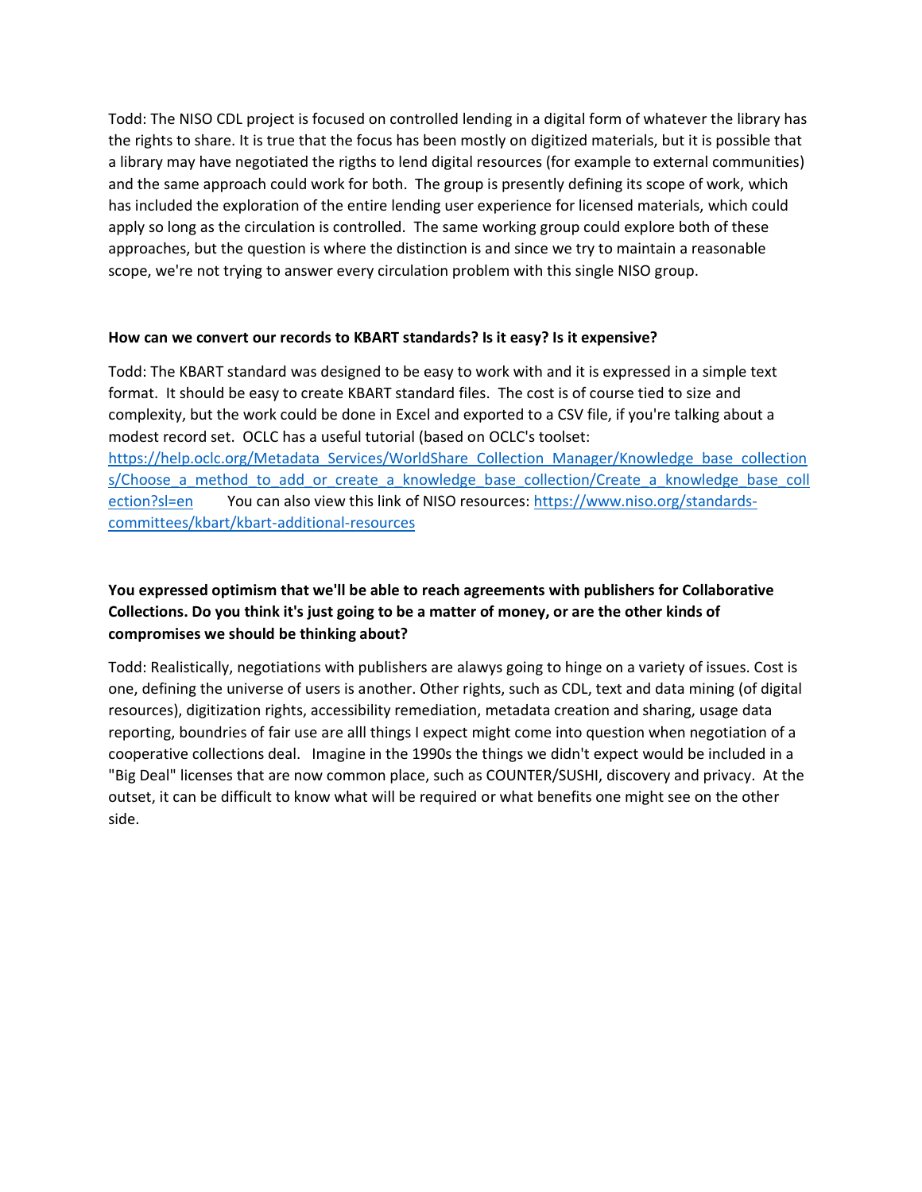Todd: The NISO CDL project is focused on controlled lending in a digital form of whatever the library has the rights to share. It is true that the focus has been mostly on digitized materials, but it is possible that a library may have negotiated the rigths to lend digital resources (for example to external communities) and the same approach could work for both. The group is presently defining its scope of work, which has included the exploration of the entire lending user experience for licensed materials, which could apply so long as the circulation is controlled. The same working group could explore both of these approaches, but the question is where the distinction is and since we try to maintain a reasonable scope, we're not trying to answer every circulation problem with this single NISO group.

**How can we convert our records to KBART standards? Is it easy? Is it expensive?**

Todd: The KBART standard was designed to be easy to work with and it is expressed in a simple text format. It should be easy to create KBART standard files. The cost is of course tied to size and complexity, but the work could be done in Excel and exported to a CSV file, if you're talking about a modest record set. OCLC has a useful tutorial (based on OCLC's toolset: [https://help.oclc.org/Metadata_Services/WorldShare_Collection_Manager/Knowledge_base_collections/Choose_a_method_to_add_or_create_a_knowledge_base_collection/Create_a_knowledge_base_collection?sl=en](https://help.oclc.org/Metadata_Services/WorldShare_Collection_Manager/Knowledge_base_collections/Choose_a_method_to_add_or_create_a_knowledge_base_collection/Create_a_knowledge_base_collection?sl=en) You can also view this link of NISO resources: [https://www.niso.org/standards-committees/kbart/kbart-additional-resources](https://www.niso.org/standards-committees/kbart/kbart-additional-resources)

**You expressed optimism that we'll be able to reach agreements with publishers for Collaborative Collections. Do you think it's just going to be a matter of money, or are the other kinds of compromises we should be thinking about?**

Todd: Realistically, negotiations with publishers are alawys going to hinge on a variety of issues. Cost is one, defining the universe of users is another. Other rights, such as CDL, text and data mining (of digital resources), digitization rights, accessibility remediation, metadata creation and sharing, usage data reporting, boundries of fair use are alll things I expect might come into question when negotiation of a cooperative collections deal. Imagine in the 1990s the things we didn't expect would be included in a "Big Deal" licenses that are now common place, such as COUNTER/SUSHI, discovery and privacy. At the outset, it can be difficult to know what will be required or what benefits one might see on the other side.